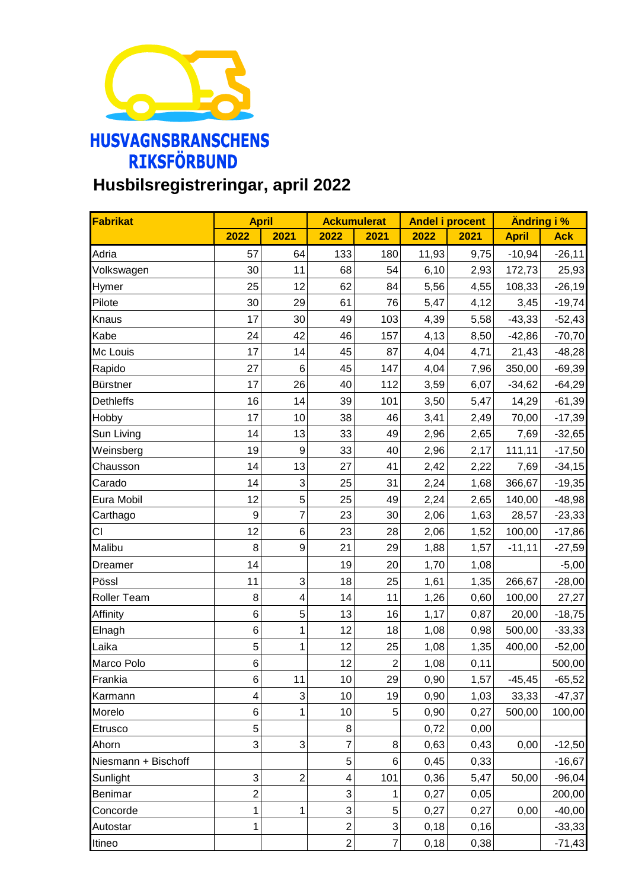**HUSVAGNSBRANSCHENS RIKSFÖRBUND**

# Husbilsregistreringar, april 2022

| Fabrikat | April | | Ackumulerat | | Andel i procent | | Ändring i % | |
|---|---|---|---|---|---|---|---|---|
| | 2022 | 2021 | 2022 | 2021 | 2022 | 2021 | April | Ack |
| Adria | 57 | 64 | 133 | 180 | 11,93 | 9,75 | -10,94 | -26,11 |
| Volkswagen | 30 | 11 | 68 | 54 | 6,10 | 2,93 | 172,73 | 25,93 |
| Hymer | 25 | 12 | 62 | 84 | 5,56 | 4,55 | 108,33 | -26,19 |
| Pilote | 30 | 29 | 61 | 76 | 5,47 | 4,12 | 3,45 | -19,74 |
| Knaus | 17 | 30 | 49 | 103 | 4,39 | 5,58 | -43,33 | -52,43 |
| Kabe | 24 | 42 | 46 | 157 | 4,13 | 8,50 | -42,86 | -70,70 |
| Mc Louis | 17 | 14 | 45 | 87 | 4,04 | 4,71 | 21,43 | -48,28 |
| Rapido | 27 | 6 | 45 | 147 | 4,04 | 7,96 | 350,00 | -69,39 |
| Bürstner | 17 | 26 | 40 | 112 | 3,59 | 6,07 | -34,62 | -64,29 |
| Dethleffs | 16 | 14 | 39 | 101 | 3,50 | 5,47 | 14,29 | -61,39 |
| Hobby | 17 | 10 | 38 | 46 | 3,41 | 2,49 | 70,00 | -17,39 |
| Sun Living | 14 | 13 | 33 | 49 | 2,96 | 2,65 | 7,69 | -32,65 |
| Weinsberg | 19 | 9 | 33 | 40 | 2,96 | 2,17 | 111,11 | -17,50 |
| Chausson | 14 | 13 | 27 | 41 | 2,42 | 2,22 | 7,69 | -34,15 |
| Carado | 14 | 3 | 25 | 31 | 2,24 | 1,68 | 366,67 | -19,35 |
| Eura Mobil | 12 | 5 | 25 | 49 | 2,24 | 2,65 | 140,00 | -48,98 |
| Carthago | 9 | 7 | 23 | 30 | 2,06 | 1,63 | 28,57 | -23,33 |
| CI | 12 | 6 | 23 | 28 | 2,06 | 1,52 | 100,00 | -17,86 |
| Malibu | 8 | 9 | 21 | 29 | 1,88 | 1,57 | -11,11 | -27,59 |
| Dreamer | 14 | | 19 | 20 | 1,70 | 1,08 | | -5,00 |
| Pössl | 11 | 3 | 18 | 25 | 1,61 | 1,35 | 266,67 | -28,00 |
| Roller Team | 8 | 4 | 14 | 11 | 1,26 | 0,60 | 100,00 | 27,27 |
| Affinity | 6 | 5 | 13 | 16 | 1,17 | 0,87 | 20,00 | -18,75 |
| Elnagh | 6 | 1 | 12 | 18 | 1,08 | 0,98 | 500,00 | -33,33 |
| Laika | 5 | 1 | 12 | 25 | 1,08 | 1,35 | 400,00 | -52,00 |
| Marco Polo | 6 | | 12 | 2 | 1,08 | 0,11 | | 500,00 |
| Frankia | 6 | 11 | 10 | 29 | 0,90 | 1,57 | -45,45 | -65,52 |
| Karmann | 4 | 3 | 10 | 19 | 0,90 | 1,03 | 33,33 | -47,37 |
| Morelo | 6 | 1 | 10 | 5 | 0,90 | 0,27 | 500,00 | 100,00 |
| Etrusco | 5 | | 8 | | 0,72 | 0,00 | | |
| Ahorn | 3 | 3 | 7 | 8 | 0,63 | 0,43 | 0,00 | -12,50 |
| Niesmann + Bischoff | | | 5 | 6 | 0,45 | 0,33 | | -16,67 |
| Sunlight | 3 | 2 | 4 | 101 | 0,36 | 5,47 | 50,00 | -96,04 |
| Benimar | 2 | | 3 | 1 | 0,27 | 0,05 | | 200,00 |
| Concorde | 1 | 1 | 3 | 5 | 0,27 | 0,27 | 0,00 | -40,00 |
| Autostar | 1 | | 2 | 3 | 0,18 | 0,16 | | -33,33 |
| Itineo | | | 2 | 7 | 0,18 | 0,38 | | -71,43 |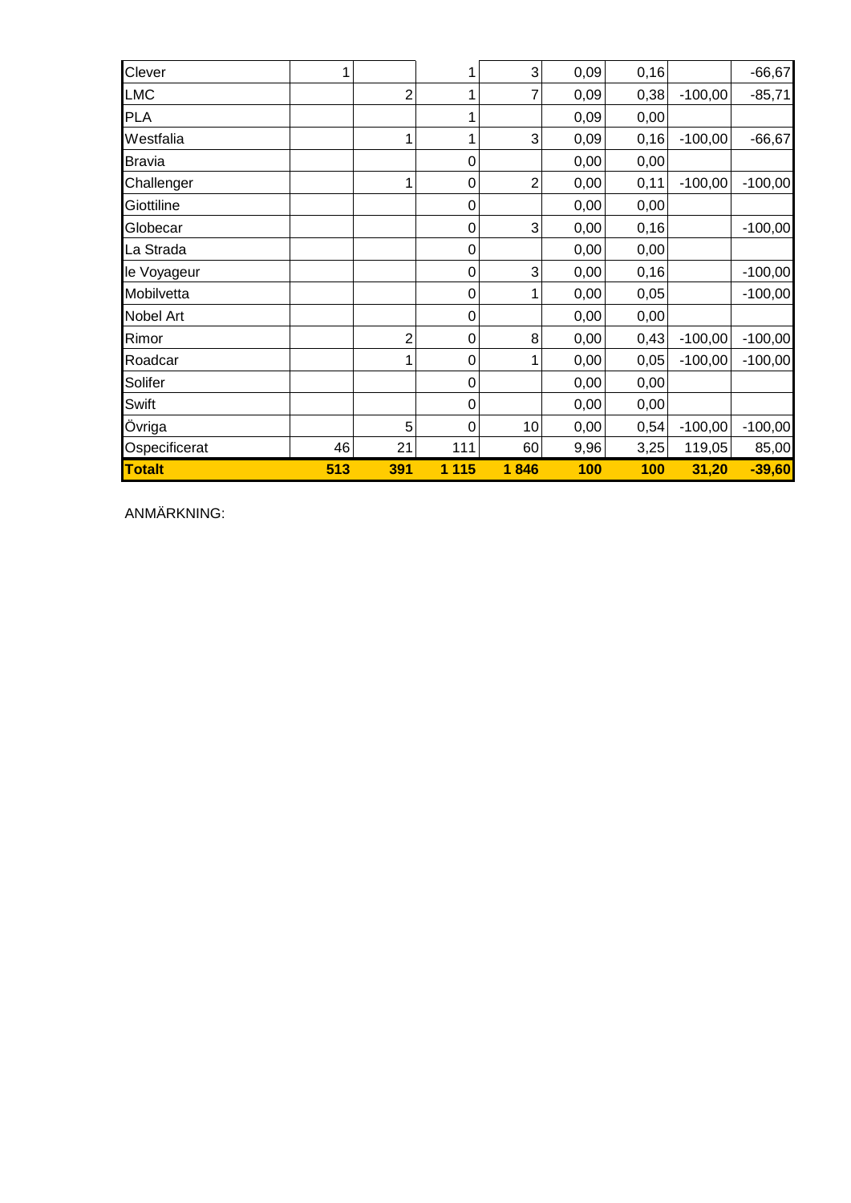| | | | | | | | | |
|---|---|---|---|---|---|---|---|---|
| Clever | 1 | | 1 | 3 | 0,09 | 0,16 | | -66,67 |
| LMC | | 2 | 1 | 7 | 0,09 | 0,38 | -100,00 | -85,71 |
| PLA | | | 1 | | 0,09 | 0,00 | | |
| Westfalia | | 1 | 1 | 3 | 0,09 | 0,16 | -100,00 | -66,67 |
| Bravia | | | 0 | | 0,00 | 0,00 | | |
| Challenger | | 1 | 0 | 2 | 0,00 | 0,11 | -100,00 | -100,00 |
| Giottiline | | | 0 | | 0,00 | 0,00 | | |
| Globecar | | | 0 | 3 | 0,00 | 0,16 | | -100,00 |
| La Strada | | | 0 | | 0,00 | 0,00 | | |
| le Voyageur | | | 0 | 3 | 0,00 | 0,16 | | -100,00 |
| Mobilvetta | | | 0 | 1 | 0,00 | 0,05 | | -100,00 |
| Nobel Art | | | 0 | | 0,00 | 0,00 | | |
| Rimor | | 2 | 0 | 8 | 0,00 | 0,43 | -100,00 | -100,00 |
| Roadcar | | 1 | 0 | 1 | 0,00 | 0,05 | -100,00 | -100,00 |
| Solifer | | | 0 | | 0,00 | 0,00 | | |
| Swift | | | 0 | | 0,00 | 0,00 | | |
| Övriga | | 5 | 0 | 10 | 0,00 | 0,54 | -100,00 | -100,00 |
| Ospecificerat | 46 | 21 | 111 | 60 | 9,96 | 3,25 | 119,05 | 85,00 |
| **Totalt** | **513** | **391** | **1 115** | **1 846** | **100** | **100** | **31,20** | **-39,60** |

ANMÄRKNING: